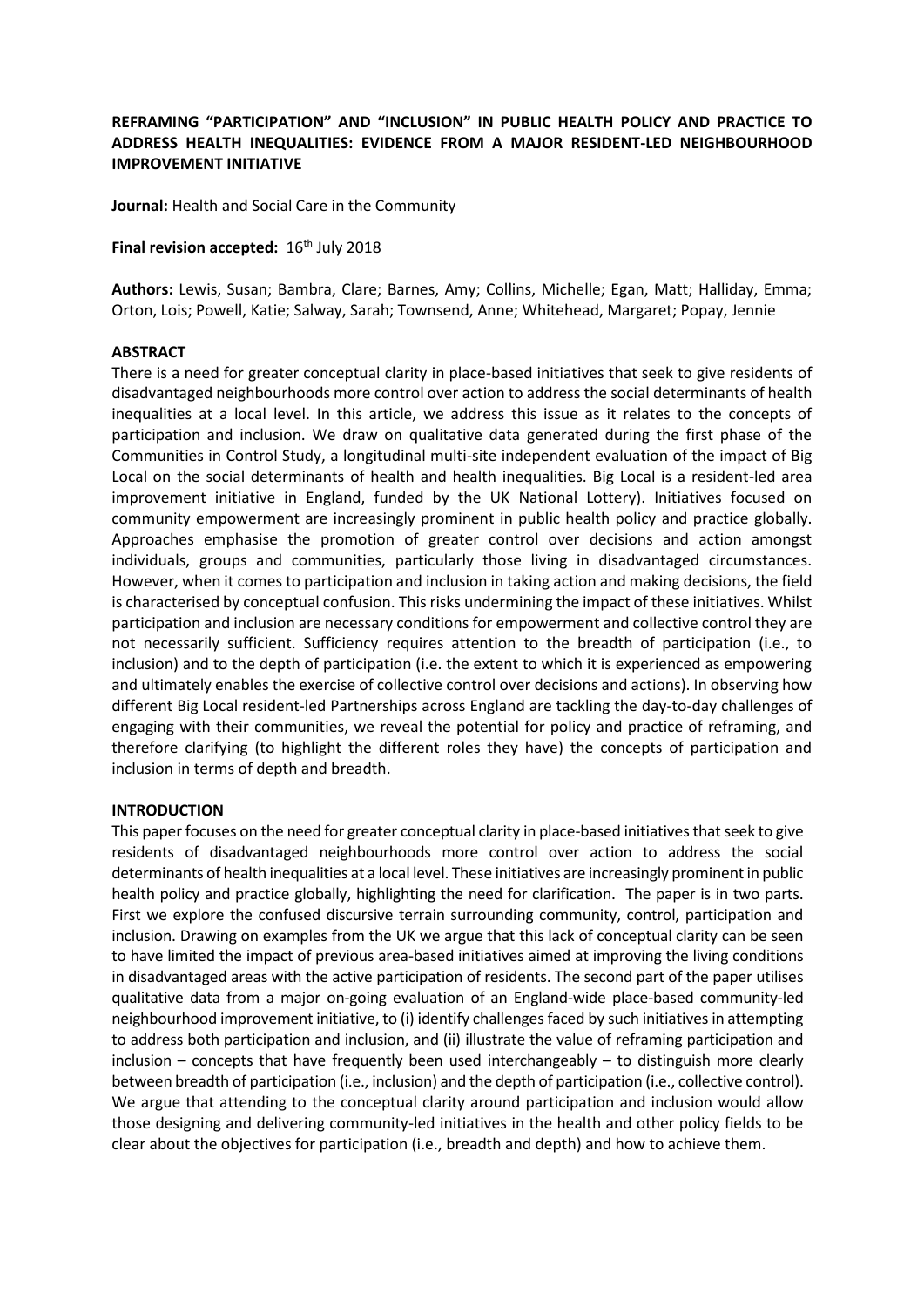# REFRAMING "PARTICIPATION" AND "INCLUSION" IN PUBLIC HEALTH POLICY AND PRACTICE TO ADDRESS HEALTH INEQUALITIES: EVIDENCE FROM A MAJOR RESIDENT-LED NEIGHBOURHOOD IMPROVEMENT INITIATIVE

**Journal:** Health and Social Care in the Community

**Final revision accepted:** 16th July 2018

**Authors:** Lewis, Susan; Bambra, Clare; Barnes, Amy; Collins, Michelle; Egan, Matt; Halliday, Emma; Orton, Lois; Powell, Katie; Salway, Sarah; Townsend, Anne; Whitehead, Margaret; Popay, Jennie

## ABSTRACT

There is a need for greater conceptual clarity in place-based initiatives that seek to give residents of disadvantaged neighbourhoods more control over action to address the social determinants of health inequalities at a local level. In this article, we address this issue as it relates to the concepts of participation and inclusion. We draw on qualitative data generated during the first phase of the Communities in Control Study, a longitudinal multi-site independent evaluation of the impact of Big Local on the social determinants of health and health inequalities. Big Local is a resident-led area improvement initiative in England, funded by the UK National Lottery). Initiatives focused on community empowerment are increasingly prominent in public health policy and practice globally. Approaches emphasise the promotion of greater control over decisions and action amongst individuals, groups and communities, particularly those living in disadvantaged circumstances. However, when it comes to participation and inclusion in taking action and making decisions, the field is characterised by conceptual confusion. This risks undermining the impact of these initiatives. Whilst participation and inclusion are necessary conditions for empowerment and collective control they are not necessarily sufficient. Sufficiency requires attention to the breadth of participation (i.e., to inclusion) and to the depth of participation (i.e. the extent to which it is experienced as empowering and ultimately enables the exercise of collective control over decisions and actions). In observing how different Big Local resident-led Partnerships across England are tackling the day-to-day challenges of engaging with their communities, we reveal the potential for policy and practice of reframing, and therefore clarifying (to highlight the different roles they have) the concepts of participation and inclusion in terms of depth and breadth.

## INTRODUCTION

This paper focuses on the need for greater conceptual clarity in place-based initiatives that seek to give residents of disadvantaged neighbourhoods more control over action to address the social determinants of health inequalities at a local level. These initiatives are increasingly prominent in public health policy and practice globally, highlighting the need for clarification. The paper is in two parts. First we explore the confused discursive terrain surrounding community, control, participation and inclusion. Drawing on examples from the UK we argue that this lack of conceptual clarity can be seen to have limited the impact of previous area-based initiatives aimed at improving the living conditions in disadvantaged areas with the active participation of residents. The second part of the paper utilises qualitative data from a major on-going evaluation of an England-wide place-based community-led neighbourhood improvement initiative, to (i) identify challenges faced by such initiatives in attempting to address both participation and inclusion, and (ii) illustrate the value of reframing participation and inclusion – concepts that have frequently been used interchangeably – to distinguish more clearly between breadth of participation (i.e., inclusion) and the depth of participation (i.e., collective control). We argue that attending to the conceptual clarity around participation and inclusion would allow those designing and delivering community-led initiatives in the health and other policy fields to be clear about the objectives for participation (i.e., breadth and depth) and how to achieve them.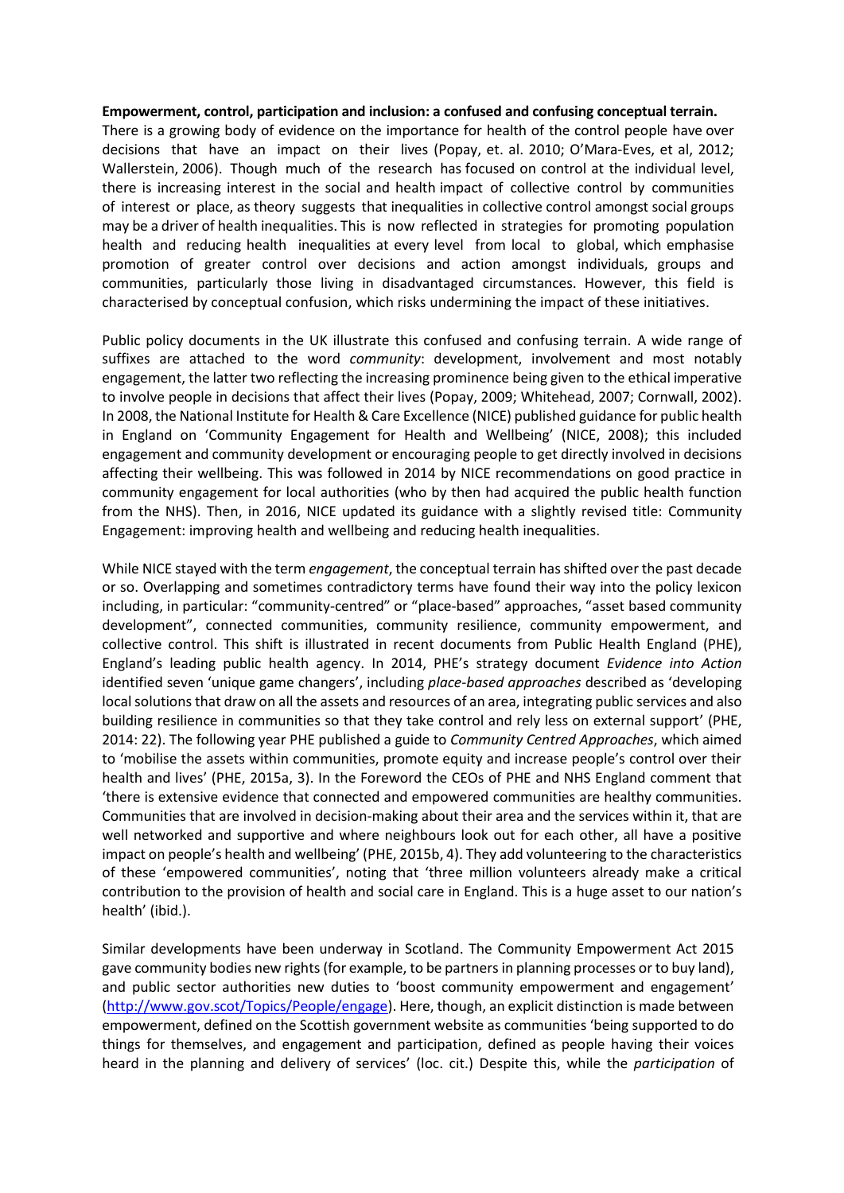**Empowerment, control, participation and inclusion: a confused and confusing conceptual terrain.**

There is a growing body of evidence on the importance for health of the control people have over decisions that have an impact on their lives (Popay, et. al. 2010; O'Mara-Eves, et al, 2012; Wallerstein, 2006). Though much of the research has focused on control at the individual level, there is increasing interest in the social and health impact of collective control by communities of interest or place, as theory suggests that inequalities in collective control amongst social groups may be a driver of health inequalities. This is now reflected in strategies for promoting population health and reducing health inequalities at every level from local to global, which emphasise promotion of greater control over decisions and action amongst individuals, groups and communities, particularly those living in disadvantaged circumstances. However, this field is characterised by conceptual confusion, which risks undermining the impact of these initiatives.

Public policy documents in the UK illustrate this confused and confusing terrain. A wide range of suffixes are attached to the word *community*: development, involvement and most notably engagement, the latter two reflecting the increasing prominence being given to the ethical imperative to involve people in decisions that affect their lives (Popay, 2009; Whitehead, 2007; Cornwall, 2002). In 2008, the National Institute for Health & Care Excellence (NICE) published guidance for public health in England on 'Community Engagement for Health and Wellbeing' (NICE, 2008); this included engagement and community development or encouraging people to get directly involved in decisions affecting their wellbeing. This was followed in 2014 by NICE recommendations on good practice in community engagement for local authorities (who by then had acquired the public health function from the NHS). Then, in 2016, NICE updated its guidance with a slightly revised title: Community Engagement: improving health and wellbeing and reducing health inequalities.

While NICE stayed with the term *engagement*, the conceptual terrain has shifted over the past decade or so. Overlapping and sometimes contradictory terms have found their way into the policy lexicon including, in particular: "community-centred" or "place-based" approaches, "asset based community development", connected communities, community resilience, community empowerment, and collective control. This shift is illustrated in recent documents from Public Health England (PHE), England's leading public health agency. In 2014, PHE's strategy document *Evidence into Action* identified seven 'unique game changers', including *place-based approaches* described as 'developing local solutions that draw on all the assets and resources of an area, integrating public services and also building resilience in communities so that they take control and rely less on external support' (PHE, 2014: 22). The following year PHE published a guide to *Community Centred Approaches*, which aimed to 'mobilise the assets within communities, promote equity and increase people's control over their health and lives' (PHE, 2015a, 3). In the Foreword the CEOs of PHE and NHS England comment that 'there is extensive evidence that connected and empowered communities are healthy communities. Communities that are involved in decision-making about their area and the services within it, that are well networked and supportive and where neighbours look out for each other, all have a positive impact on people's health and wellbeing' (PHE, 2015b, 4). They add volunteering to the characteristics of these 'empowered communities', noting that 'three million volunteers already make a critical contribution to the provision of health and social care in England. This is a huge asset to our nation's health' (ibid.).

Similar developments have been underway in Scotland. The Community Empowerment Act 2015 gave community bodies new rights (for example, to be partners in planning processes or to buy land), and public sector authorities new duties to 'boost community empowerment and engagement' (http://www.gov.scot/Topics/People/engage). Here, though, an explicit distinction is made between empowerment, defined on the Scottish government website as communities 'being supported to do things for themselves, and engagement and participation, defined as people having their voices heard in the planning and delivery of services' (loc. cit.) Despite this, while the *participation* of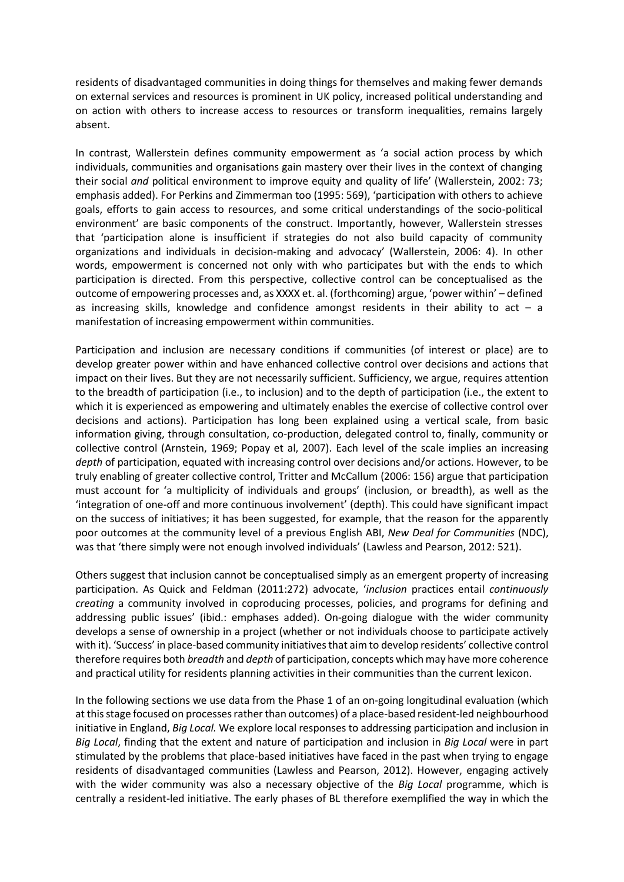residents of disadvantaged communities in doing things for themselves and making fewer demands on external services and resources is prominent in UK policy, increased political understanding and on action with others to increase access to resources or transform inequalities, remains largely absent.

In contrast, Wallerstein defines community empowerment as 'a social action process by which individuals, communities and organisations gain mastery over their lives in the context of changing their social *and* political environment to improve equity and quality of life' (Wallerstein, 2002: 73; emphasis added). For Perkins and Zimmerman too (1995: 569), 'participation with others to achieve goals, efforts to gain access to resources, and some critical understandings of the socio-political environment' are basic components of the construct. Importantly, however, Wallerstein stresses that 'participation alone is insufficient if strategies do not also build capacity of community organizations and individuals in decision-making and advocacy' (Wallerstein, 2006: 4). In other words, empowerment is concerned not only with who participates but with the ends to which participation is directed. From this perspective, collective control can be conceptualised as the outcome of empowering processes and, as XXXX et. al. (forthcoming) argue, 'power within' – defined as increasing skills, knowledge and confidence amongst residents in their ability to act – a manifestation of increasing empowerment within communities.

Participation and inclusion are necessary conditions if communities (of interest or place) are to develop greater power within and have enhanced collective control over decisions and actions that impact on their lives. But they are not necessarily sufficient. Sufficiency, we argue, requires attention to the breadth of participation (i.e., to inclusion) and to the depth of participation (i.e., the extent to which it is experienced as empowering and ultimately enables the exercise of collective control over decisions and actions). Participation has long been explained using a vertical scale, from basic information giving, through consultation, co-production, delegated control to, finally, community or collective control (Arnstein, 1969; Popay et al, 2007). Each level of the scale implies an increasing *depth* of participation, equated with increasing control over decisions and/or actions. However, to be truly enabling of greater collective control, Tritter and McCallum (2006: 156) argue that participation must account for 'a multiplicity of individuals and groups' (inclusion, or breadth), as well as the 'integration of one-off and more continuous involvement' (depth). This could have significant impact on the success of initiatives; it has been suggested, for example, that the reason for the apparently poor outcomes at the community level of a previous English ABI, *New Deal for Communities* (NDC), was that 'there simply were not enough involved individuals' (Lawless and Pearson, 2012: 521).

Others suggest that inclusion cannot be conceptualised simply as an emergent property of increasing participation. As Quick and Feldman (2011:272) advocate, '*inclusion* practices entail *continuously creating* a community involved in coproducing processes, policies, and programs for defining and addressing public issues' (ibid.: emphases added). On-going dialogue with the wider community develops a sense of ownership in a project (whether or not individuals choose to participate actively with it). 'Success' in place-based community initiatives that aim to develop residents' collective control therefore requires both *breadth* and *depth* of participation, concepts which may have more coherence and practical utility for residents planning activities in their communities than the current lexicon.

In the following sections we use data from the Phase 1 of an on-going longitudinal evaluation (which at this stage focused on processes rather than outcomes) of a place-based resident-led neighbourhood initiative in England, *Big Local.* We explore local responses to addressing participation and inclusion in *Big Local*, finding that the extent and nature of participation and inclusion in *Big Local* were in part stimulated by the problems that place-based initiatives have faced in the past when trying to engage residents of disadvantaged communities (Lawless and Pearson, 2012). However, engaging actively with the wider community was also a necessary objective of the *Big Local* programme, which is centrally a resident-led initiative. The early phases of BL therefore exemplified the way in which the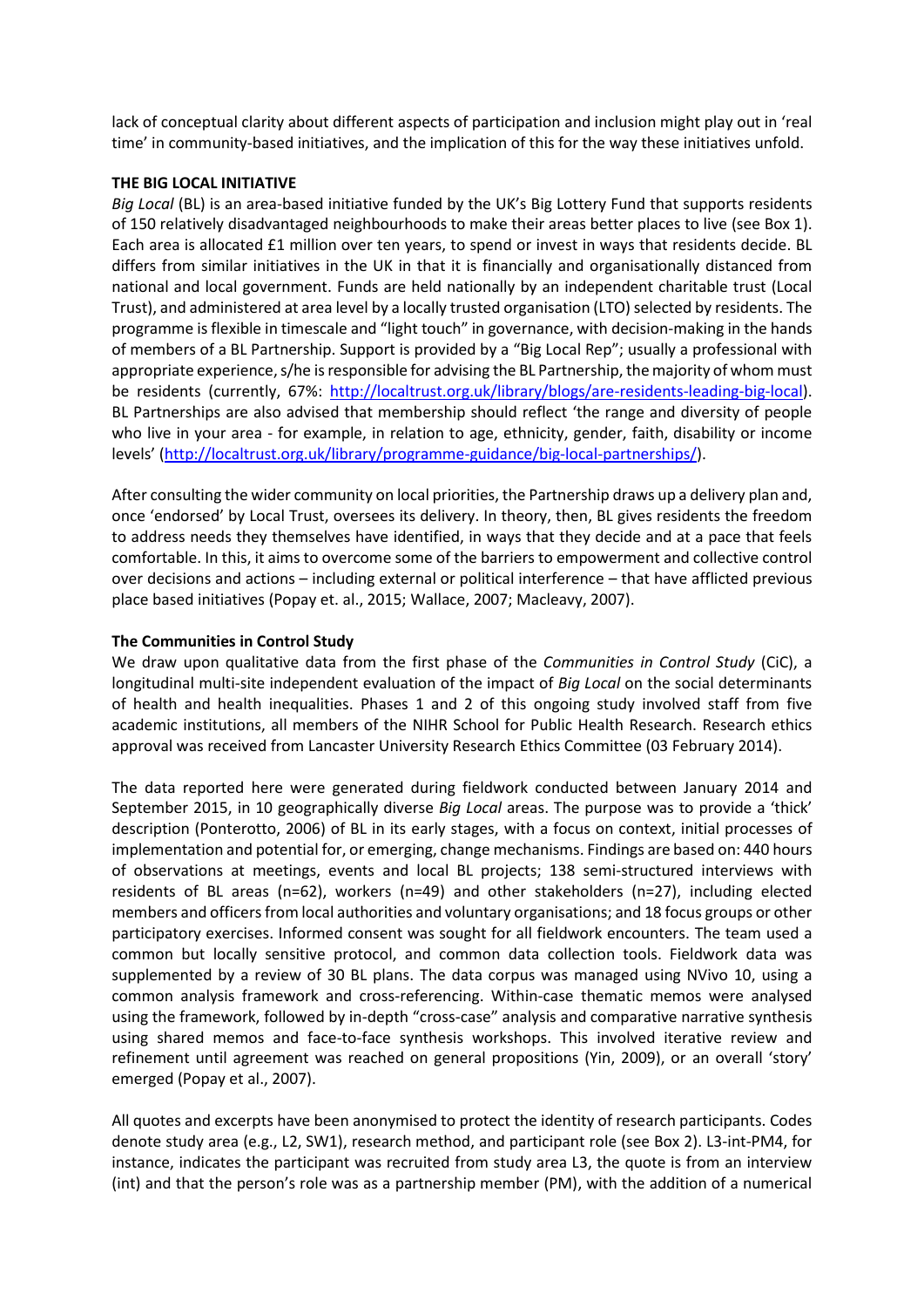lack of conceptual clarity about different aspects of participation and inclusion might play out in 'real time' in community-based initiatives, and the implication of this for the way these initiatives unfold.

## THE BIG LOCAL INITIATIVE

*Big Local* (BL) is an area-based initiative funded by the UK's Big Lottery Fund that supports residents of 150 relatively disadvantaged neighbourhoods to make their areas better places to live (see Box 1). Each area is allocated £1 million over ten years, to spend or invest in ways that residents decide. BL differs from similar initiatives in the UK in that it is financially and organisationally distanced from national and local government. Funds are held nationally by an independent charitable trust (Local Trust), and administered at area level by a locally trusted organisation (LTO) selected by residents. The programme is flexible in timescale and "light touch" in governance, with decision-making in the hands of members of a BL Partnership. Support is provided by a "Big Local Rep"; usually a professional with appropriate experience, s/he is responsible for advising the BL Partnership, the majority of whom must be residents (currently, 67%: http://localtrust.org.uk/library/blogs/are-residents-leading-big-local). BL Partnerships are also advised that membership should reflect 'the range and diversity of people who live in your area - for example, in relation to age, ethnicity, gender, faith, disability or income levels' (http://localtrust.org.uk/library/programme-guidance/big-local-partnerships/).

After consulting the wider community on local priorities, the Partnership draws up a delivery plan and, once 'endorsed' by Local Trust, oversees its delivery. In theory, then, BL gives residents the freedom to address needs they themselves have identified, in ways that they decide and at a pace that feels comfortable. In this, it aims to overcome some of the barriers to empowerment and collective control over decisions and actions – including external or political interference – that have afflicted previous place based initiatives (Popay et. al., 2015; Wallace, 2007; Macleavy, 2007).

### The Communities in Control Study

We draw upon qualitative data from the first phase of the *Communities in Control Study* (CiC), a longitudinal multi-site independent evaluation of the impact of *Big Local* on the social determinants of health and health inequalities. Phases 1 and 2 of this ongoing study involved staff from five academic institutions, all members of the NIHR School for Public Health Research. Research ethics approval was received from Lancaster University Research Ethics Committee (03 February 2014).

The data reported here were generated during fieldwork conducted between January 2014 and September 2015, in 10 geographically diverse *Big Local* areas. The purpose was to provide a 'thick' description (Ponterotto, 2006) of BL in its early stages, with a focus on context, initial processes of implementation and potential for, or emerging, change mechanisms. Findings are based on: 440 hours of observations at meetings, events and local BL projects; 138 semi-structured interviews with residents of BL areas (n=62), workers (n=49) and other stakeholders (n=27), including elected members and officers from local authorities and voluntary organisations; and 18 focus groups or other participatory exercises. Informed consent was sought for all fieldwork encounters. The team used a common but locally sensitive protocol, and common data collection tools. Fieldwork data was supplemented by a review of 30 BL plans. The data corpus was managed using NVivo 10, using a common analysis framework and cross-referencing. Within-case thematic memos were analysed using the framework, followed by in-depth "cross-case" analysis and comparative narrative synthesis using shared memos and face-to-face synthesis workshops. This involved iterative review and refinement until agreement was reached on general propositions (Yin, 2009), or an overall 'story' emerged (Popay et al., 2007).

All quotes and excerpts have been anonymised to protect the identity of research participants. Codes denote study area (e.g., L2, SW1), research method, and participant role (see Box 2). L3-int-PM4, for instance, indicates the participant was recruited from study area L3, the quote is from an interview (int) and that the person's role was as a partnership member (PM), with the addition of a numerical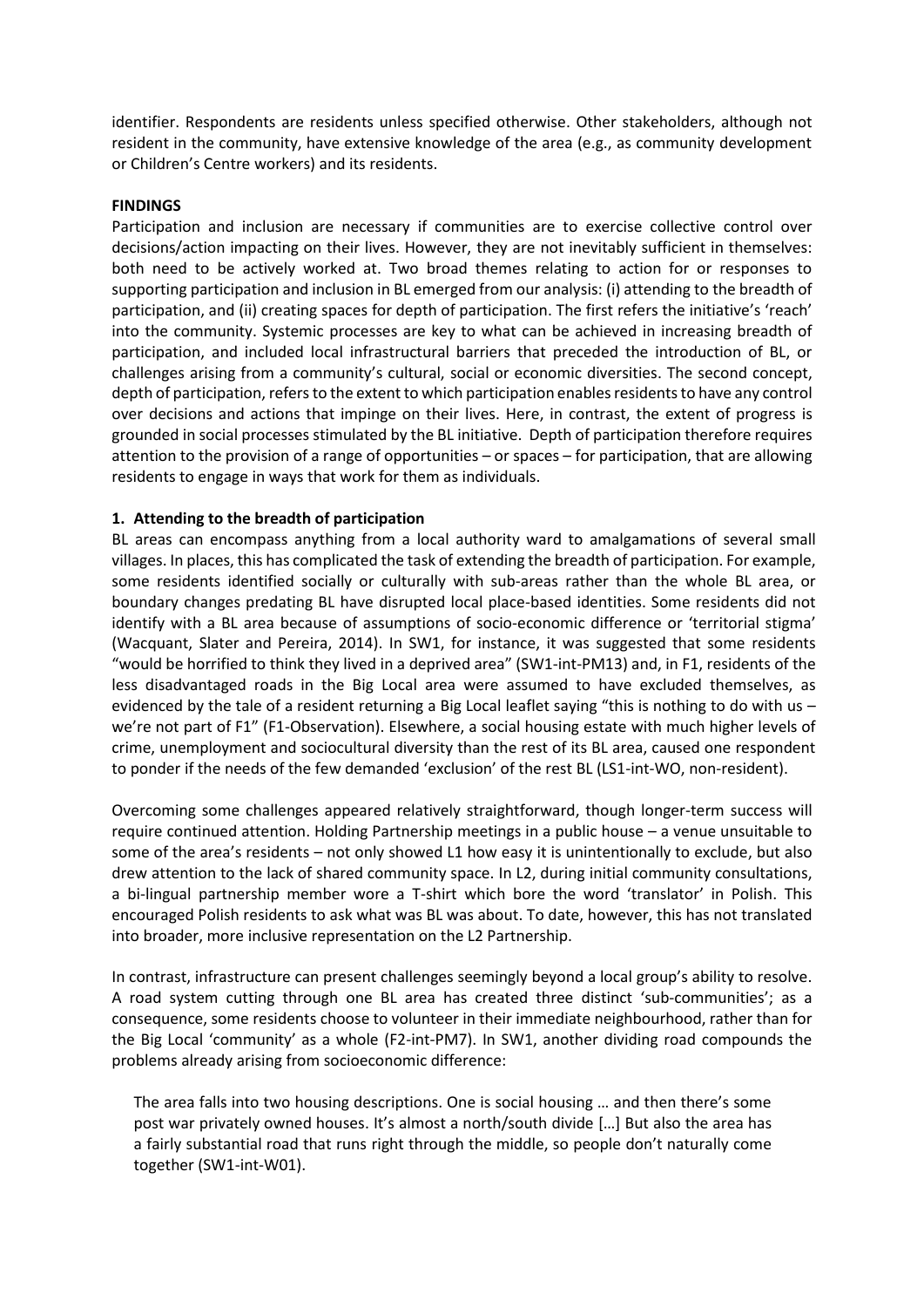identifier. Respondents are residents unless specified otherwise. Other stakeholders, although not resident in the community, have extensive knowledge of the area (e.g., as community development or Children's Centre workers) and its residents.

## FINDINGS

Participation and inclusion are necessary if communities are to exercise collective control over decisions/action impacting on their lives. However, they are not inevitably sufficient in themselves: both need to be actively worked at. Two broad themes relating to action for or responses to supporting participation and inclusion in BL emerged from our analysis: (i) attending to the breadth of participation, and (ii) creating spaces for depth of participation. The first refers the initiative's 'reach' into the community. Systemic processes are key to what can be achieved in increasing breadth of participation, and included local infrastructural barriers that preceded the introduction of BL, or challenges arising from a community's cultural, social or economic diversities. The second concept, depth of participation, refers to the extent to which participation enables residents to have any control over decisions and actions that impinge on their lives. Here, in contrast, the extent of progress is grounded in social processes stimulated by the BL initiative. Depth of participation therefore requires attention to the provision of a range of opportunities – or spaces – for participation, that are allowing residents to engage in ways that work for them as individuals.

### 1. Attending to the breadth of participation

BL areas can encompass anything from a local authority ward to amalgamations of several small villages. In places, this has complicated the task of extending the breadth of participation. For example, some residents identified socially or culturally with sub-areas rather than the whole BL area, or boundary changes predating BL have disrupted local place-based identities. Some residents did not identify with a BL area because of assumptions of socio-economic difference or 'territorial stigma' (Wacquant, Slater and Pereira, 2014). In SW1, for instance, it was suggested that some residents "would be horrified to think they lived in a deprived area" (SW1-int-PM13) and, in F1, residents of the less disadvantaged roads in the Big Local area were assumed to have excluded themselves, as evidenced by the tale of a resident returning a Big Local leaflet saying "this is nothing to do with us – we're not part of F1" (F1-Observation). Elsewhere, a social housing estate with much higher levels of crime, unemployment and sociocultural diversity than the rest of its BL area, caused one respondent to ponder if the needs of the few demanded 'exclusion' of the rest BL (LS1-int-WO, non-resident).

Overcoming some challenges appeared relatively straightforward, though longer-term success will require continued attention. Holding Partnership meetings in a public house – a venue unsuitable to some of the area's residents – not only showed L1 how easy it is unintentionally to exclude, but also drew attention to the lack of shared community space. In L2, during initial community consultations, a bi-lingual partnership member wore a T-shirt which bore the word 'translator' in Polish. This encouraged Polish residents to ask what was BL was about. To date, however, this has not translated into broader, more inclusive representation on the L2 Partnership.

In contrast, infrastructure can present challenges seemingly beyond a local group's ability to resolve. A road system cutting through one BL area has created three distinct 'sub-communities'; as a consequence, some residents choose to volunteer in their immediate neighbourhood, rather than for the Big Local 'community' as a whole (F2-int-PM7). In SW1, another dividing road compounds the problems already arising from socioeconomic difference:

> The area falls into two housing descriptions. One is social housing … and then there's some post war privately owned houses. It's almost a north/south divide […] But also the area has a fairly substantial road that runs right through the middle, so people don't naturally come together (SW1-int-W01).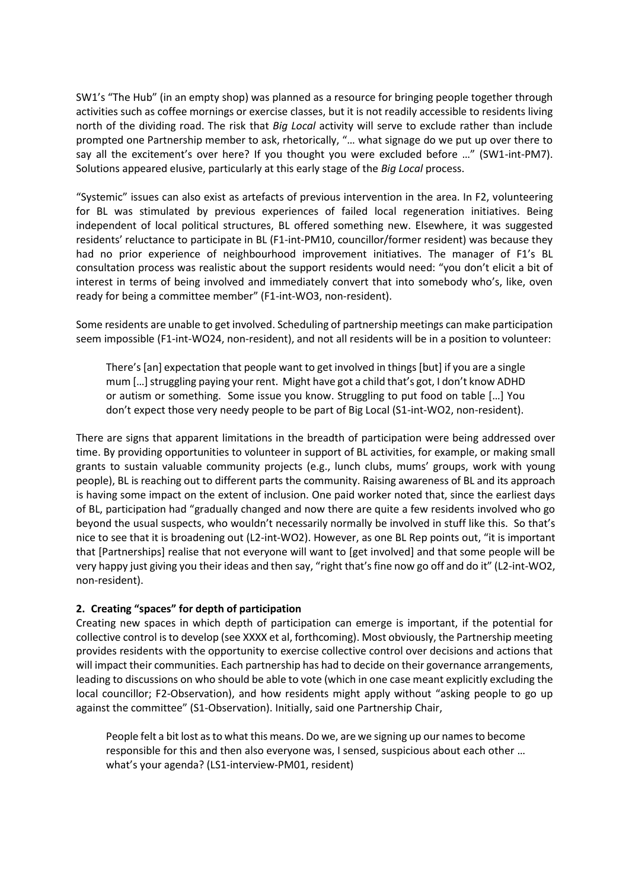SW1's "The Hub" (in an empty shop) was planned as a resource for bringing people together through activities such as coffee mornings or exercise classes, but it is not readily accessible to residents living north of the dividing road. The risk that *Big Local* activity will serve to exclude rather than include prompted one Partnership member to ask, rhetorically, "… what signage do we put up over there to say all the excitement's over here? If you thought you were excluded before …" (SW1-int-PM7). Solutions appeared elusive, particularly at this early stage of the *Big Local* process.

"Systemic" issues can also exist as artefacts of previous intervention in the area. In F2, volunteering for BL was stimulated by previous experiences of failed local regeneration initiatives. Being independent of local political structures, BL offered something new. Elsewhere, it was suggested residents' reluctance to participate in BL (F1-int-PM10, councillor/former resident) was because they had no prior experience of neighbourhood improvement initiatives. The manager of F1's BL consultation process was realistic about the support residents would need: "you don't elicit a bit of interest in terms of being involved and immediately convert that into somebody who's, like, oven ready for being a committee member" (F1-int-WO3, non-resident).

Some residents are unable to get involved. Scheduling of partnership meetings can make participation seem impossible (F1-int-WO24, non-resident), and not all residents will be in a position to volunteer:

> There's [an] expectation that people want to get involved in things [but] if you are a single mum […] struggling paying your rent. Might have got a child that's got, I don't know ADHD or autism or something. Some issue you know. Struggling to put food on table […] You don't expect those very needy people to be part of Big Local (S1-int-WO2, non-resident).

There are signs that apparent limitations in the breadth of participation were being addressed over time. By providing opportunities to volunteer in support of BL activities, for example, or making small grants to sustain valuable community projects (e.g., lunch clubs, mums' groups, work with young people), BL is reaching out to different parts the community. Raising awareness of BL and its approach is having some impact on the extent of inclusion. One paid worker noted that, since the earliest days of BL, participation had "gradually changed and now there are quite a few residents involved who go beyond the usual suspects, who wouldn't necessarily normally be involved in stuff like this. So that's nice to see that it is broadening out (L2-int-WO2). However, as one BL Rep points out, "it is important that [Partnerships] realise that not everyone will want to [get involved] and that some people will be very happy just giving you their ideas and then say, "right that's fine now go off and do it" (L2-int-WO2, non-resident).

**2. Creating "spaces" for depth of participation**

Creating new spaces in which depth of participation can emerge is important, if the potential for collective control is to develop (see XXXX et al, forthcoming). Most obviously, the Partnership meeting provides residents with the opportunity to exercise collective control over decisions and actions that will impact their communities. Each partnership has had to decide on their governance arrangements, leading to discussions on who should be able to vote (which in one case meant explicitly excluding the local councillor; F2-Observation), and how residents might apply without "asking people to go up against the committee" (S1-Observation). Initially, said one Partnership Chair,

> People felt a bit lost as to what this means. Do we, are we signing up our names to become responsible for this and then also everyone was, I sensed, suspicious about each other … what's your agenda? (LS1-interview-PM01, resident)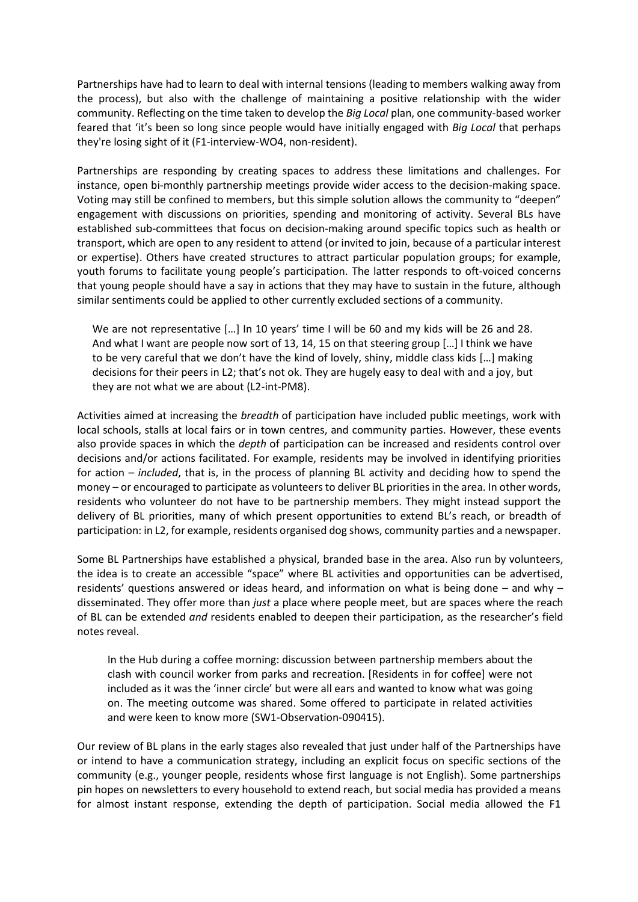Partnerships have had to learn to deal with internal tensions (leading to members walking away from the process), but also with the challenge of maintaining a positive relationship with the wider community. Reflecting on the time taken to develop the *Big Local* plan, one community-based worker feared that 'it's been so long since people would have initially engaged with *Big Local* that perhaps they're losing sight of it (F1-interview-WO4, non-resident).

Partnerships are responding by creating spaces to address these limitations and challenges. For instance, open bi-monthly partnership meetings provide wider access to the decision-making space. Voting may still be confined to members, but this simple solution allows the community to "deepen" engagement with discussions on priorities, spending and monitoring of activity. Several BLs have established sub-committees that focus on decision-making around specific topics such as health or transport, which are open to any resident to attend (or invited to join, because of a particular interest or expertise). Others have created structures to attract particular population groups; for example, youth forums to facilitate young people's participation. The latter responds to oft-voiced concerns that young people should have a say in actions that they may have to sustain in the future, although similar sentiments could be applied to other currently excluded sections of a community.

> We are not representative [...] In 10 years' time I will be 60 and my kids will be 26 and 28. And what I want are people now sort of 13, 14, 15 on that steering group [...] I think we have to be very careful that we don't have the kind of lovely, shiny, middle class kids [...] making decisions for their peers in L2; that's not ok. They are hugely easy to deal with and a joy, but they are not what we are about (L2-int-PM8).

Activities aimed at increasing the *breadth* of participation have included public meetings, work with local schools, stalls at local fairs or in town centres, and community parties. However, these events also provide spaces in which the *depth* of participation can be increased and residents control over decisions and/or actions facilitated. For example, residents may be involved in identifying priorities for action – *included*, that is, in the process of planning BL activity and deciding how to spend the money – or encouraged to participate as volunteers to deliver BL priorities in the area. In other words, residents who volunteer do not have to be partnership members. They might instead support the delivery of BL priorities, many of which present opportunities to extend BL's reach, or breadth of participation: in L2, for example, residents organised dog shows, community parties and a newspaper.

Some BL Partnerships have established a physical, branded base in the area. Also run by volunteers, the idea is to create an accessible "space" where BL activities and opportunities can be advertised, residents' questions answered or ideas heard, and information on what is being done – and why – disseminated. They offer more than *just* a place where people meet, but are spaces where the reach of BL can be extended *and* residents enabled to deepen their participation, as the researcher's field notes reveal.

> In the Hub during a coffee morning: discussion between partnership members about the clash with council worker from parks and recreation. [Residents in for coffee] were not included as it was the 'inner circle' but were all ears and wanted to know what was going on. The meeting outcome was shared. Some offered to participate in related activities and were keen to know more (SW1-Observation-090415).

Our review of BL plans in the early stages also revealed that just under half of the Partnerships have or intend to have a communication strategy, including an explicit focus on specific sections of the community (e.g., younger people, residents whose first language is not English). Some partnerships pin hopes on newsletters to every household to extend reach, but social media has provided a means for almost instant response, extending the depth of participation. Social media allowed the F1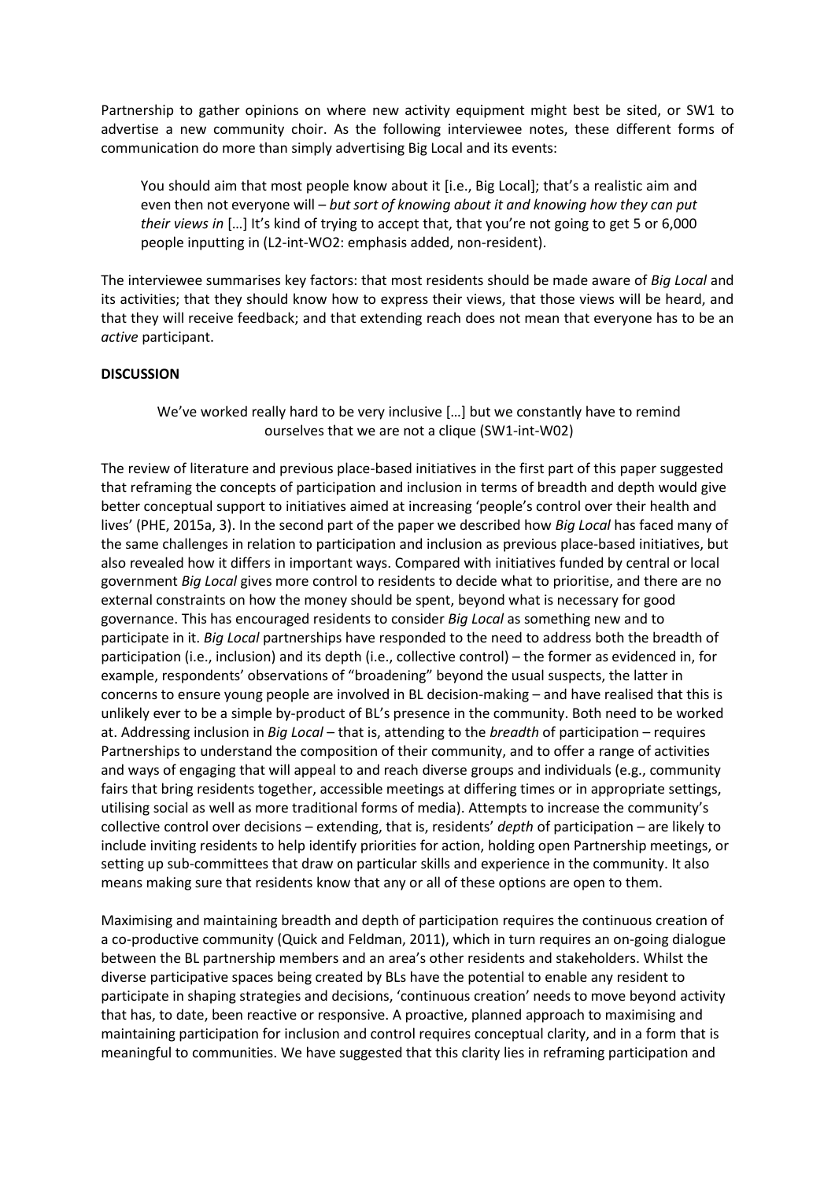Partnership to gather opinions on where new activity equipment might best be sited, or SW1 to advertise a new community choir. As the following interviewee notes, these different forms of communication do more than simply advertising Big Local and its events:

> You should aim that most people know about it [i.e., Big Local]; that's a realistic aim and even then not everyone will – *but sort of knowing about it and knowing how they can put their views in* […] It's kind of trying to accept that, that you're not going to get 5 or 6,000 people inputting in (L2-int-WO2: emphasis added, non-resident).

The interviewee summarises key factors: that most residents should be made aware of *Big Local* and its activities; that they should know how to express their views, that those views will be heard, and that they will receive feedback; and that extending reach does not mean that everyone has to be an *active* participant.

## DISCUSSION

> We've worked really hard to be very inclusive […] but we constantly have to remind ourselves that we are not a clique (SW1-int-W02)

The review of literature and previous place-based initiatives in the first part of this paper suggested that reframing the concepts of participation and inclusion in terms of breadth and depth would give better conceptual support to initiatives aimed at increasing 'people's control over their health and lives' (PHE, 2015a, 3). In the second part of the paper we described how *Big Local* has faced many of the same challenges in relation to participation and inclusion as previous place-based initiatives, but also revealed how it differs in important ways. Compared with initiatives funded by central or local government *Big Local* gives more control to residents to decide what to prioritise, and there are no external constraints on how the money should be spent, beyond what is necessary for good governance. This has encouraged residents to consider *Big Local* as something new and to participate in it. *Big Local* partnerships have responded to the need to address both the breadth of participation (i.e., inclusion) and its depth (i.e., collective control) – the former as evidenced in, for example, respondents' observations of "broadening" beyond the usual suspects, the latter in concerns to ensure young people are involved in BL decision-making – and have realised that this is unlikely ever to be a simple by-product of BL's presence in the community. Both need to be worked at. Addressing inclusion in *Big Local* – that is, attending to the *breadth* of participation – requires Partnerships to understand the composition of their community, and to offer a range of activities and ways of engaging that will appeal to and reach diverse groups and individuals (e.g., community fairs that bring residents together, accessible meetings at differing times or in appropriate settings, utilising social as well as more traditional forms of media). Attempts to increase the community's collective control over decisions – extending, that is, residents' *depth* of participation – are likely to include inviting residents to help identify priorities for action, holding open Partnership meetings, or setting up sub-committees that draw on particular skills and experience in the community. It also means making sure that residents know that any or all of these options are open to them.

Maximising and maintaining breadth and depth of participation requires the continuous creation of a co-productive community (Quick and Feldman, 2011), which in turn requires an on-going dialogue between the BL partnership members and an area's other residents and stakeholders. Whilst the diverse participative spaces being created by BLs have the potential to enable any resident to participate in shaping strategies and decisions, 'continuous creation' needs to move beyond activity that has, to date, been reactive or responsive. A proactive, planned approach to maximising and maintaining participation for inclusion and control requires conceptual clarity, and in a form that is meaningful to communities. We have suggested that this clarity lies in reframing participation and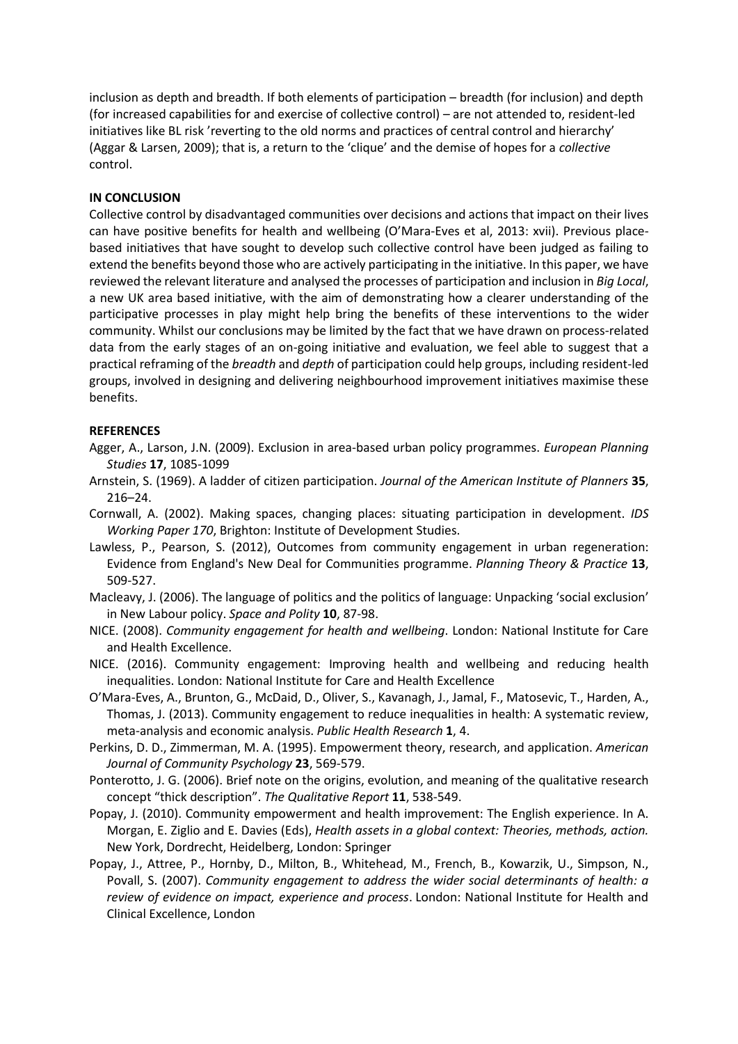inclusion as depth and breadth. If both elements of participation – breadth (for inclusion) and depth (for increased capabilities for and exercise of collective control) – are not attended to, resident-led initiatives like BL risk 'reverting to the old norms and practices of central control and hierarchy' (Aggar & Larsen, 2009); that is, a return to the 'clique' and the demise of hopes for a *collective* control.

## IN CONCLUSION

Collective control by disadvantaged communities over decisions and actions that impact on their lives can have positive benefits for health and wellbeing (O'Mara-Eves et al, 2013: xvii). Previous place-based initiatives that have sought to develop such collective control have been judged as failing to extend the benefits beyond those who are actively participating in the initiative. In this paper, we have reviewed the relevant literature and analysed the processes of participation and inclusion in *Big Local*, a new UK area based initiative, with the aim of demonstrating how a clearer understanding of the participative processes in play might help bring the benefits of these interventions to the wider community. Whilst our conclusions may be limited by the fact that we have drawn on process-related data from the early stages of an on-going initiative and evaluation, we feel able to suggest that a practical reframing of the *breadth* and *depth* of participation could help groups, including resident-led groups, involved in designing and delivering neighbourhood improvement initiatives maximise these benefits.

## REFERENCES

Agger, A., Larson, J.N. (2009). Exclusion in area-based urban policy programmes. *European Planning Studies* **17**, 1085-1099

Arnstein, S. (1969). A ladder of citizen participation. *Journal of the American Institute of Planners* **35**, 216–24.

Cornwall, A. (2002). Making spaces, changing places: situating participation in development. *IDS Working Paper 170*, Brighton: Institute of Development Studies.

Lawless, P., Pearson, S. (2012), Outcomes from community engagement in urban regeneration: Evidence from England's New Deal for Communities programme. *Planning Theory & Practice* **13**, 509-527.

Macleavy, J. (2006). The language of politics and the politics of language: Unpacking 'social exclusion' in New Labour policy. *Space and Polity* **10**, 87-98.

NICE. (2008). *Community engagement for health and wellbeing*. London: National Institute for Care and Health Excellence.

NICE. (2016). Community engagement: Improving health and wellbeing and reducing health inequalities. London: National Institute for Care and Health Excellence

O'Mara-Eves, A., Brunton, G., McDaid, D., Oliver, S., Kavanagh, J., Jamal, F., Matosevic, T., Harden, A., Thomas, J. (2013). Community engagement to reduce inequalities in health: A systematic review, meta-analysis and economic analysis. *Public Health Research* **1**, 4.

Perkins, D. D., Zimmerman, M. A. (1995). Empowerment theory, research, and application. *American Journal of Community Psychology* **23**, 569-579.

Ponterotto, J. G. (2006). Brief note on the origins, evolution, and meaning of the qualitative research concept "thick description". *The Qualitative Report* **11**, 538-549.

Popay, J. (2010). Community empowerment and health improvement: The English experience. In A. Morgan, E. Ziglio and E. Davies (Eds), *Health assets in a global context: Theories, methods, action.* New York, Dordrecht, Heidelberg, London: Springer

Popay, J., Attree, P., Hornby, D., Milton, B., Whitehead, M., French, B., Kowarzik, U., Simpson, N., Povall, S. (2007). *Community engagement to address the wider social determinants of health: a review of evidence on impact, experience and process*. London: National Institute for Health and Clinical Excellence, London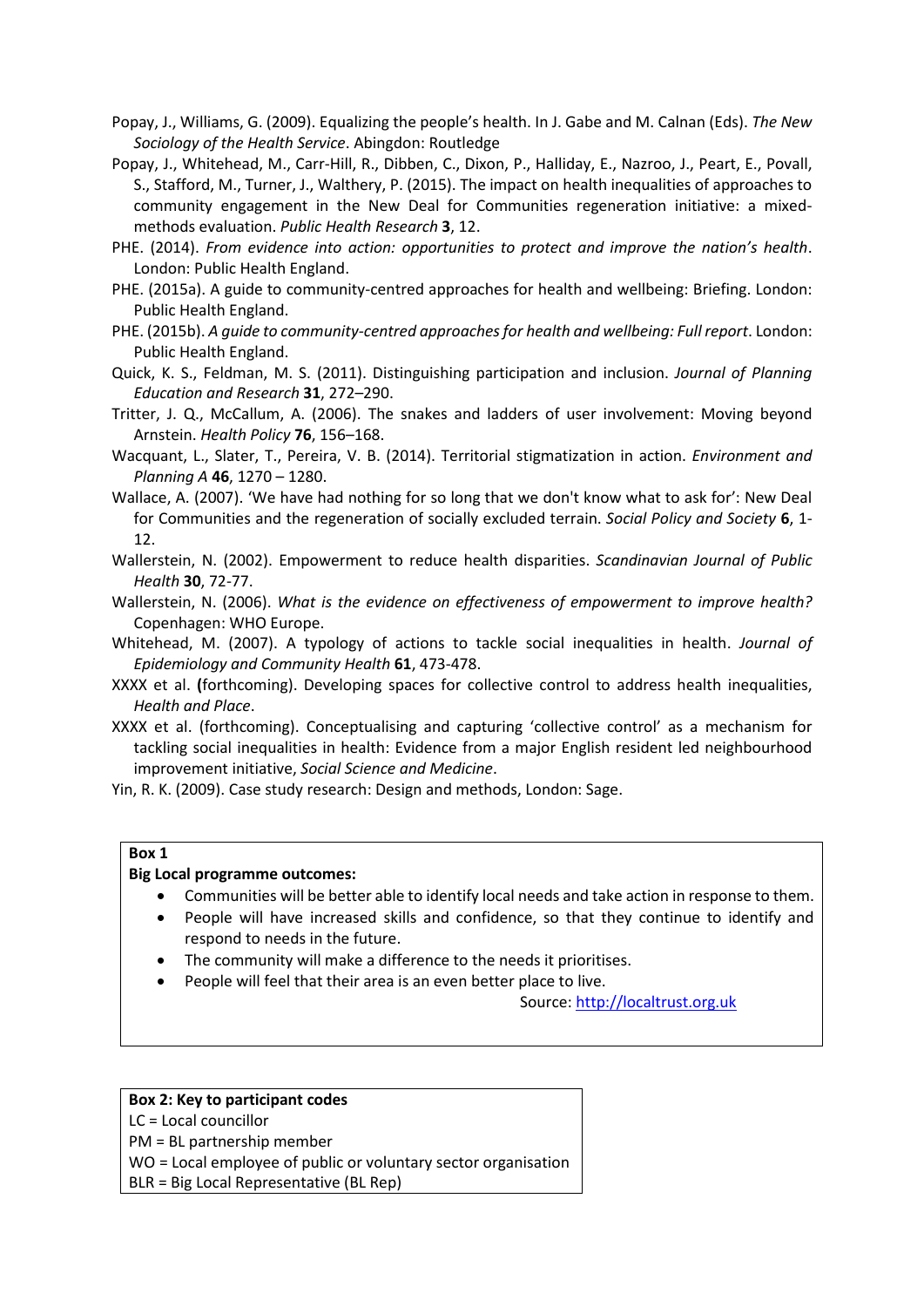Popay, J., Williams, G. (2009). Equalizing the people's health. In J. Gabe and M. Calnan (Eds). *The New Sociology of the Health Service*. Abingdon: Routledge

Popay, J., Whitehead, M., Carr-Hill, R., Dibben, C., Dixon, P., Halliday, E., Nazroo, J., Peart, E., Povall, S., Stafford, M., Turner, J., Walthery, P. (2015). The impact on health inequalities of approaches to community engagement in the New Deal for Communities regeneration initiative: a mixed-methods evaluation. *Public Health Research* **3**, 12.

PHE. (2014). *From evidence into action: opportunities to protect and improve the nation's health*. London: Public Health England.

PHE. (2015a). A guide to community-centred approaches for health and wellbeing: Briefing. London: Public Health England.

PHE. (2015b). *A guide to community-centred approaches for health and wellbeing: Full report*. London: Public Health England.

Quick, K. S., Feldman, M. S. (2011). Distinguishing participation and inclusion. *Journal of Planning Education and Research* **31**, 272–290.

Tritter, J. Q., McCallum, A. (2006). The snakes and ladders of user involvement: Moving beyond Arnstein. *Health Policy* **76**, 156–168.

Wacquant, L., Slater, T., Pereira, V. B. (2014). Territorial stigmatization in action. *Environment and Planning A* **46**, 1270 – 1280.

Wallace, A. (2007). 'We have had nothing for so long that we don't know what to ask for': New Deal for Communities and the regeneration of socially excluded terrain. *Social Policy and Society* **6**, 1-12.

Wallerstein, N. (2002). Empowerment to reduce health disparities. *Scandinavian Journal of Public Health* **30**, 72-77.

Wallerstein, N. (2006). *What is the evidence on effectiveness of empowerment to improve health?* Copenhagen: WHO Europe.

Whitehead, M. (2007). A typology of actions to tackle social inequalities in health. *Journal of Epidemiology and Community Health* **61**, 473-478.

XXXX et al. **(**forthcoming). Developing spaces for collective control to address health inequalities, *Health and Place*.

XXXX et al. (forthcoming). Conceptualising and capturing 'collective control' as a mechanism for tackling social inequalities in health: Evidence from a major English resident led neighbourhood improvement initiative, *Social Science and Medicine*.

Yin, R. K. (2009). Case study research: Design and methods, London: Sage.

**Box 1**

**Big Local programme outcomes:**

- Communities will be better able to identify local needs and take action in response to them.
- People will have increased skills and confidence, so that they continue to identify and respond to needs in the future.
- The community will make a difference to the needs it prioritises.
- People will feel that their area is an even better place to live.

Source: http://localtrust.org.uk

**Box 2: Key to participant codes**

LC = Local councillor

PM = BL partnership member

WO = Local employee of public or voluntary sector organisation

BLR = Big Local Representative (BL Rep)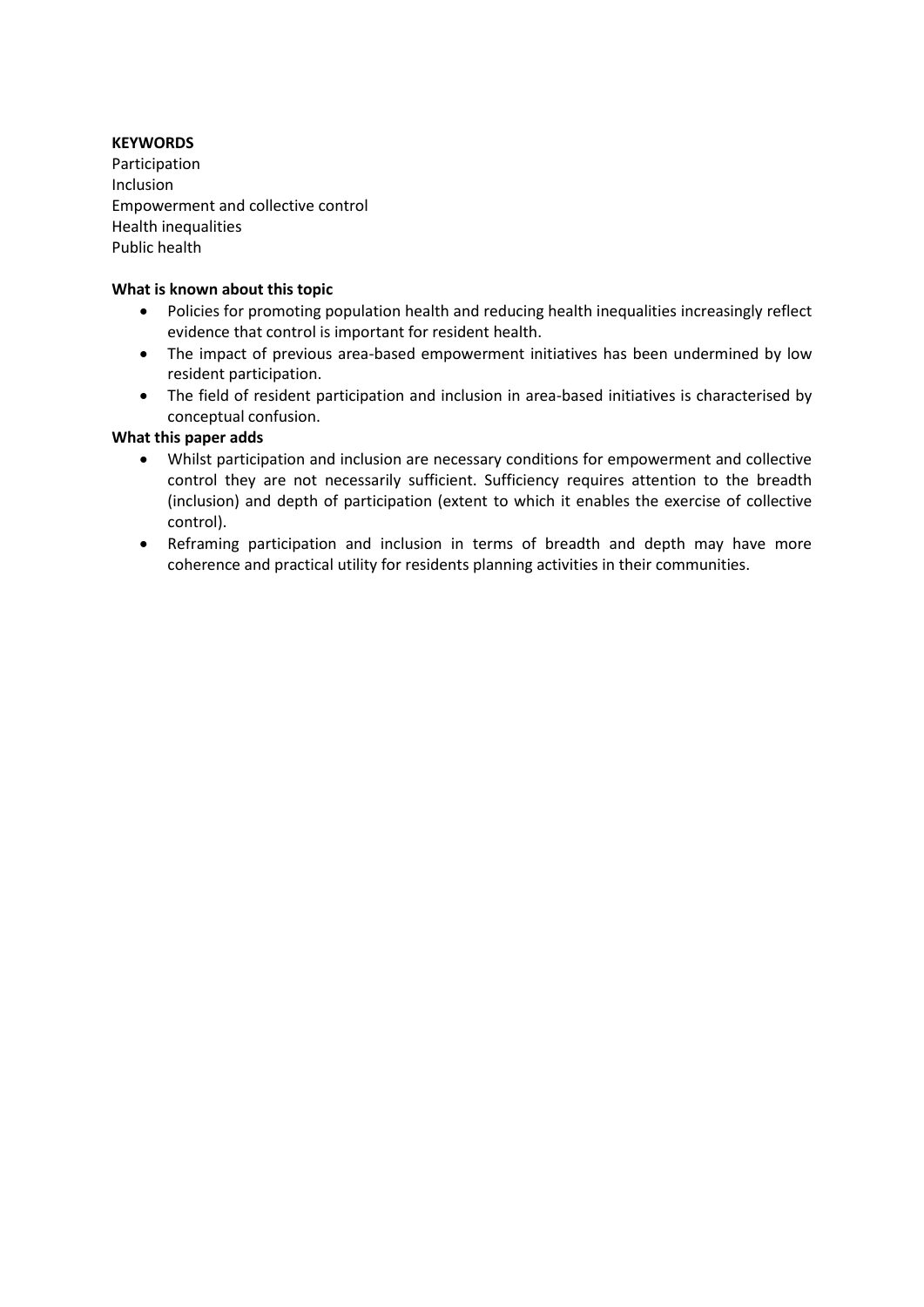**KEYWORDS**

Participation
Inclusion
Empowerment and collective control
Health inequalities
Public health

**What is known about this topic**

- Policies for promoting population health and reducing health inequalities increasingly reflect evidence that control is important for resident health.
- The impact of previous area-based empowerment initiatives has been undermined by low resident participation.
- The field of resident participation and inclusion in area-based initiatives is characterised by conceptual confusion.

**What this paper adds**

- Whilst participation and inclusion are necessary conditions for empowerment and collective control they are not necessarily sufficient. Sufficiency requires attention to the breadth (inclusion) and depth of participation (extent to which it enables the exercise of collective control).
- Reframing participation and inclusion in terms of breadth and depth may have more coherence and practical utility for residents planning activities in their communities.